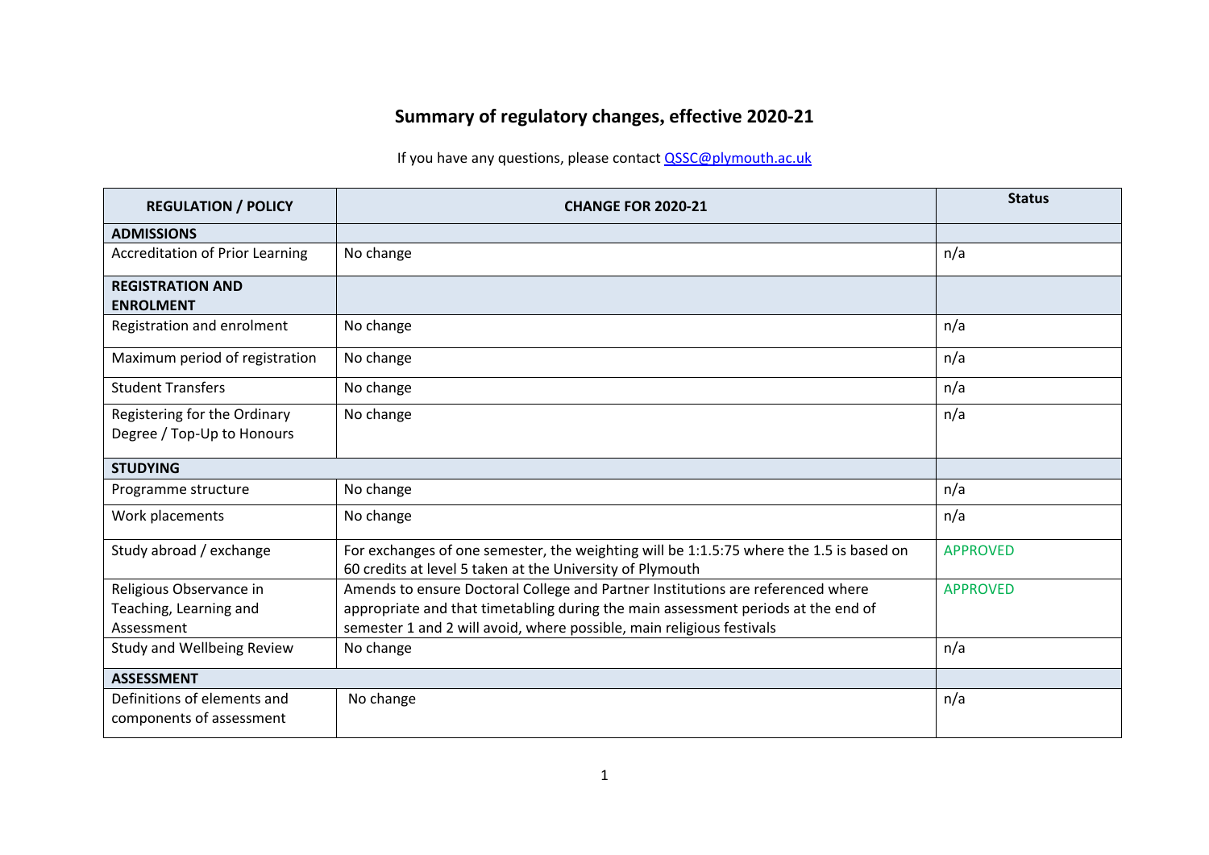# Summary of regulatory changes, effective 2020-21

If you have any questions, please contact [QSSC@plymouth.ac.uk](mailto:QSSC@plymouth.ac.uk)

| REGULATION / POLICY | CHANGE FOR 2020-21 | Status |
|---|---|---|
| **ADMISSIONS** | | |
| Accreditation of Prior Learning | No change | n/a |
| **REGISTRATION AND ENROLMENT** | | |
| Registration and enrolment | No change | n/a |
| Maximum period of registration | No change | n/a |
| Student Transfers | No change | n/a |
| Registering for the Ordinary Degree / Top-Up to Honours | No change | n/a |
| **STUDYING** | | |
| Programme structure | No change | n/a |
| Work placements | No change | n/a |
| Study abroad / exchange | For exchanges of one semester, the weighting will be 1:1.5:75 where the 1.5 is based on 60 credits at level 5 taken at the University of Plymouth | APPROVED |
| Religious Observance in Teaching, Learning and Assessment | Amends to ensure Doctoral College and Partner Institutions are referenced where appropriate and that timetabling during the main assessment periods at the end of semester 1 and 2 will avoid, where possible, main religious festivals | APPROVED |
| Study and Wellbeing Review | No change | n/a |
| **ASSESSMENT** | | |
| Definitions of elements and components of assessment | No change | n/a |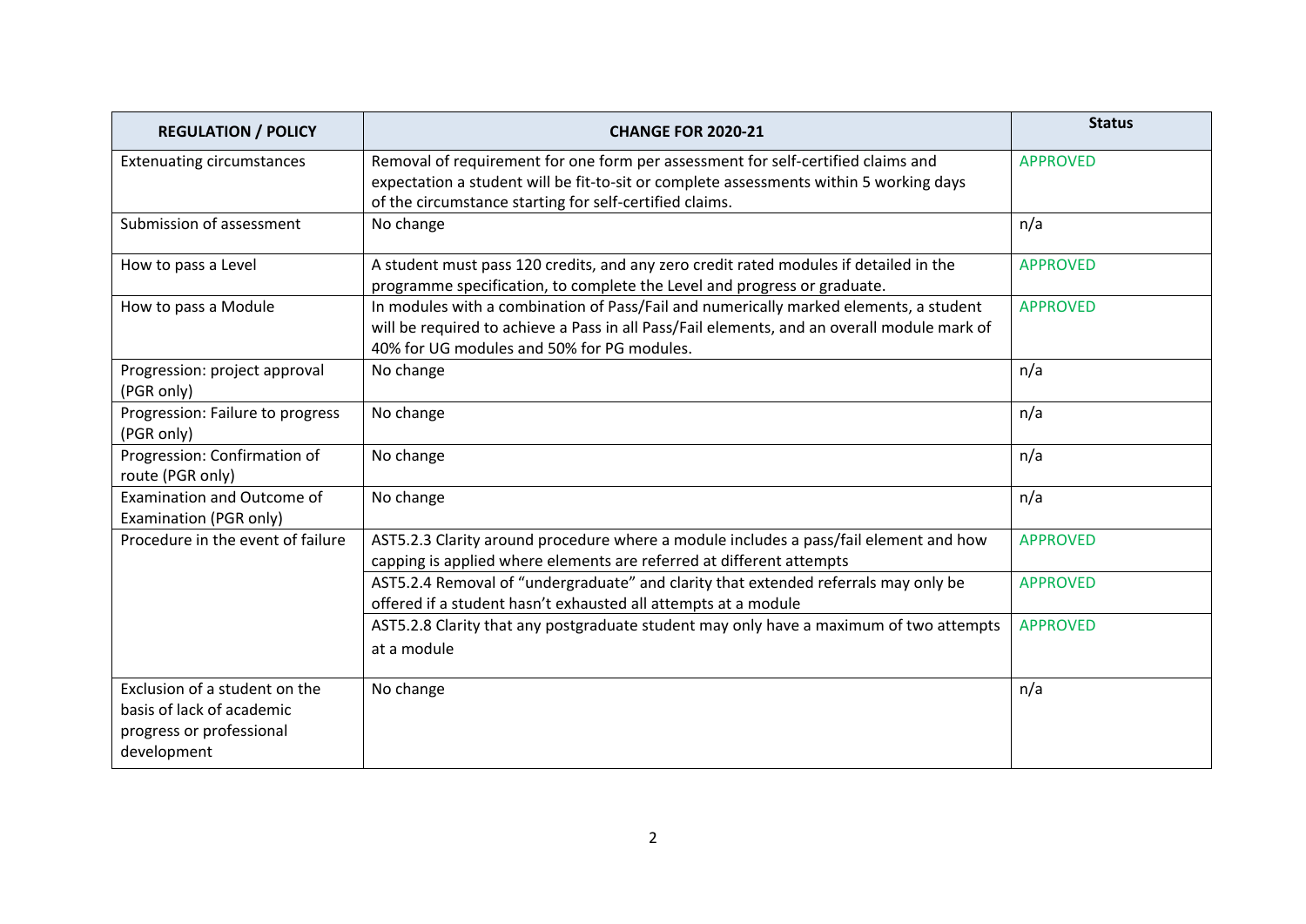| REGULATION / POLICY | CHANGE FOR 2020-21 | Status |
| --- | --- | --- |
| Extenuating circumstances | Removal of requirement for one form per assessment for self-certified claims and expectation a student will be fit-to-sit or complete assessments within 5 working days of the circumstance starting for self-certified claims. | APPROVED |
| Submission of assessment | No change | n/a |
| How to pass a Level | A student must pass 120 credits, and any zero credit rated modules if detailed in the programme specification, to complete the Level and progress or graduate. | APPROVED |
| How to pass a Module | In modules with a combination of Pass/Fail and numerically marked elements, a student will be required to achieve a Pass in all Pass/Fail elements, and an overall module mark of 40% for UG modules and 50% for PG modules. | APPROVED |
| Progression: project approval (PGR only) | No change | n/a |
| Progression: Failure to progress (PGR only) | No change | n/a |
| Progression: Confirmation of route (PGR only) | No change | n/a |
| Examination and Outcome of Examination (PGR only) | No change | n/a |
| Procedure in the event of failure | AST5.2.3 Clarity around procedure where a module includes a pass/fail element and how capping is applied where elements are referred at different attempts | APPROVED |
| | AST5.2.4 Removal of "undergraduate" and clarity that extended referrals may only be offered if a student hasn't exhausted all attempts at a module | APPROVED |
| | AST5.2.8 Clarity that any postgraduate student may only have a maximum of two attempts at a module | APPROVED |
| Exclusion of a student on the basis of lack of academic progress or professional development | No change | n/a |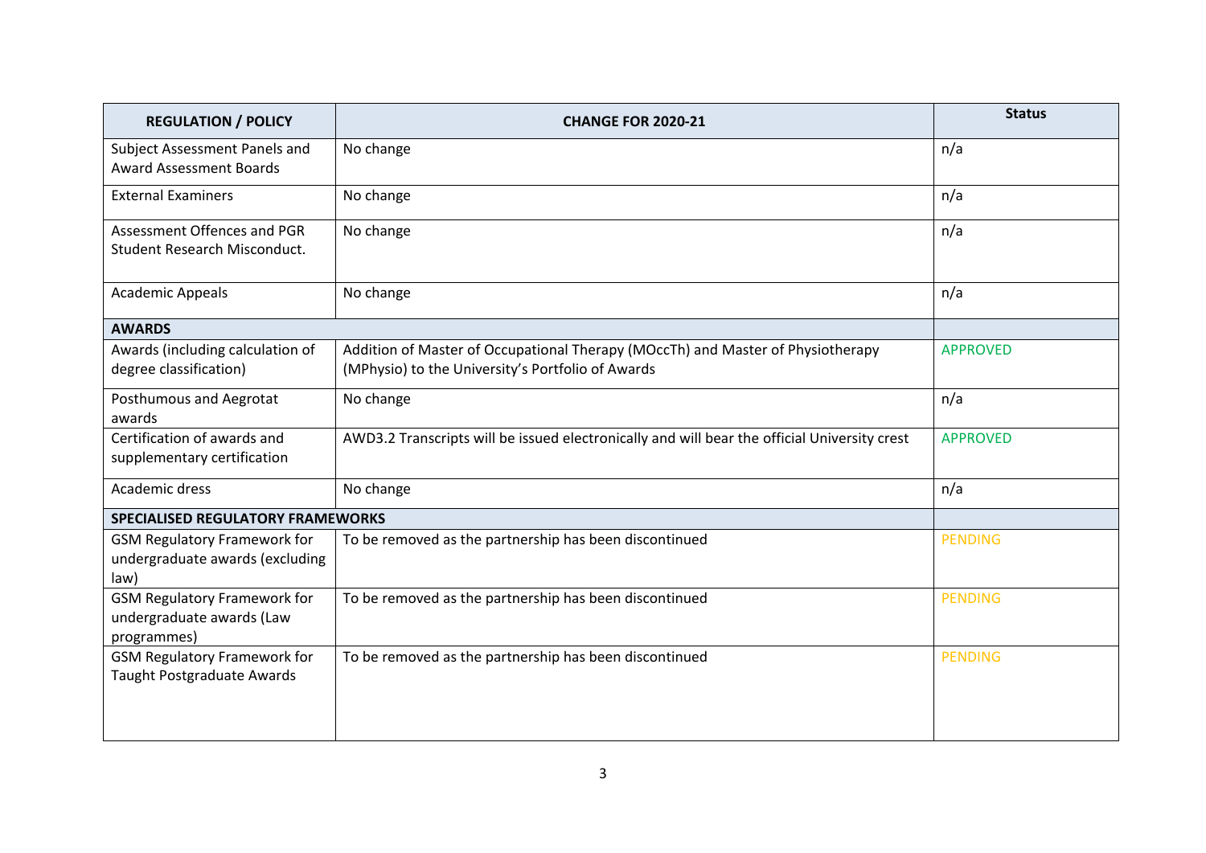| REGULATION / POLICY | CHANGE FOR 2020-21 | Status |
| --- | --- | --- |
| Subject Assessment Panels and Award Assessment Boards | No change | n/a |
| External Examiners | No change | n/a |
| Assessment Offences and PGR Student Research Misconduct. | No change | n/a |
| Academic Appeals | No change | n/a |
| **AWARDS** | | |
| Awards (including calculation of degree classification) | Addition of Master of Occupational Therapy (MOccTh) and Master of Physiotherapy (MPhysio) to the University's Portfolio of Awards | APPROVED |
| Posthumous and Aegrotat awards | No change | n/a |
| Certification of awards and supplementary certification | AWD3.2 Transcripts will be issued electronically and will bear the official University crest | APPROVED |
| Academic dress | No change | n/a |
| **SPECIALISED REGULATORY FRAMEWORKS** | | |
| GSM Regulatory Framework for undergraduate awards (excluding law) | To be removed as the partnership has been discontinued | PENDING |
| GSM Regulatory Framework for undergraduate awards (Law programmes) | To be removed as the partnership has been discontinued | PENDING |
| GSM Regulatory Framework for Taught Postgraduate Awards | To be removed as the partnership has been discontinued | PENDING |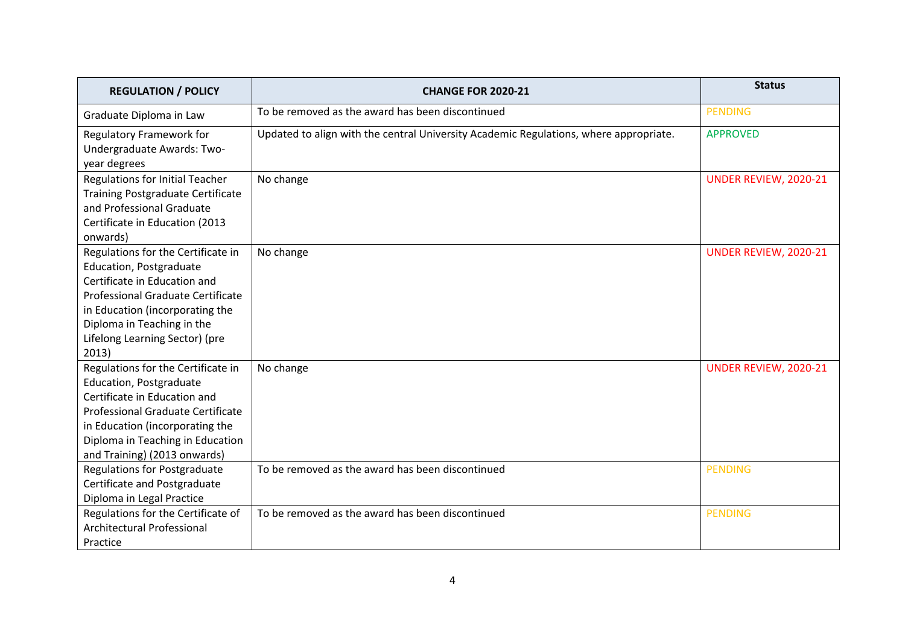| REGULATION / POLICY | CHANGE FOR 2020-21 | Status |
|---|---|---|
| Graduate Diploma in Law | To be removed as the award has been discontinued | PENDING |
| Regulatory Framework for Undergraduate Awards: Two-year degrees | Updated to align with the central University Academic Regulations, where appropriate. | APPROVED |
| Regulations for Initial Teacher Training Postgraduate Certificate and Professional Graduate Certificate in Education (2013 onwards) | No change | UNDER REVIEW, 2020-21 |
| Regulations for the Certificate in Education, Postgraduate Certificate in Education and Professional Graduate Certificate in Education (incorporating the Diploma in Teaching in the Lifelong Learning Sector) (pre 2013) | No change | UNDER REVIEW, 2020-21 |
| Regulations for the Certificate in Education, Postgraduate Certificate in Education and Professional Graduate Certificate in Education (incorporating the Diploma in Teaching in Education and Training) (2013 onwards) | No change | UNDER REVIEW, 2020-21 |
| Regulations for Postgraduate Certificate and Postgraduate Diploma in Legal Practice | To be removed as the award has been discontinued | PENDING |
| Regulations for the Certificate of Architectural Professional Practice | To be removed as the award has been discontinued | PENDING |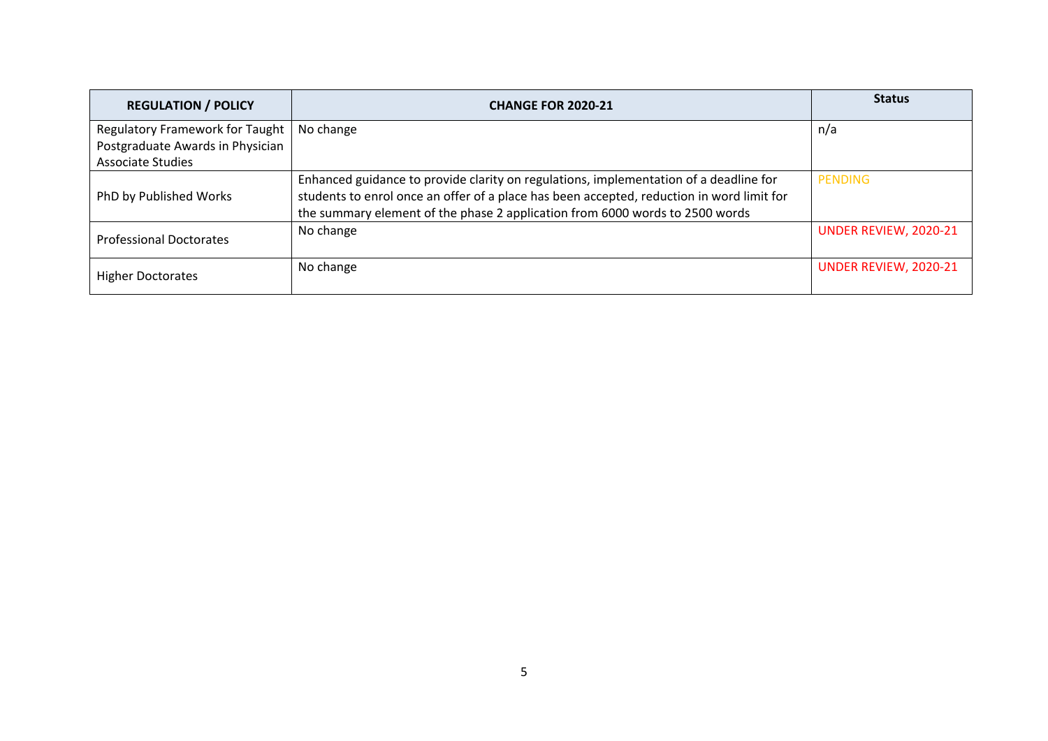| REGULATION / POLICY | CHANGE FOR 2020-21 | Status |
| --- | --- | --- |
| Regulatory Framework for Taught Postgraduate Awards in Physician Associate Studies | No change | n/a |
| PhD by Published Works | Enhanced guidance to provide clarity on regulations, implementation of a deadline for students to enrol once an offer of a place has been accepted, reduction in word limit for the summary element of the phase 2 application from 6000 words to 2500 words | PENDING |
| Professional Doctorates | No change | UNDER REVIEW, 2020-21 |
| Higher Doctorates | No change | UNDER REVIEW, 2020-21 |